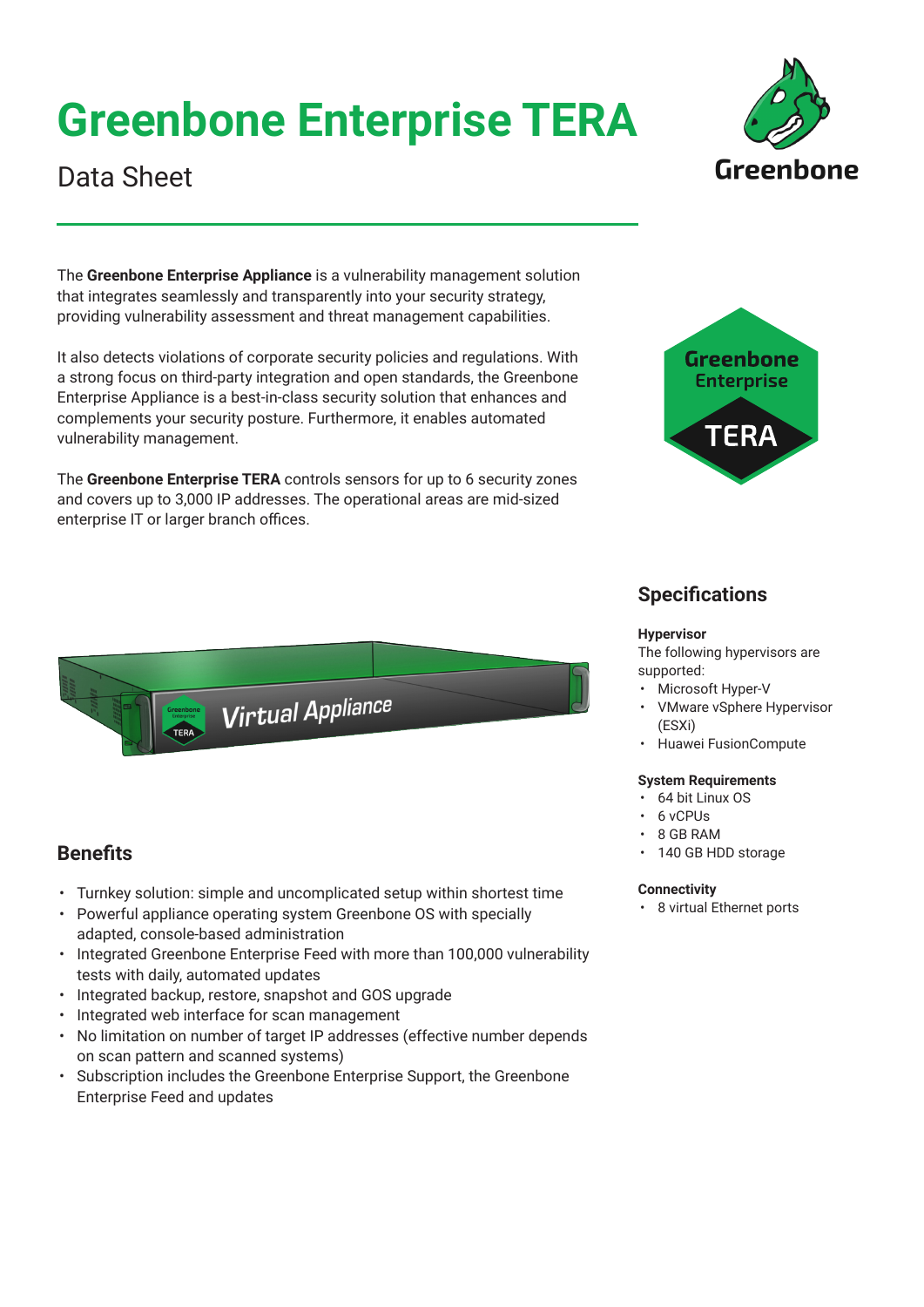# Greenbone Enterprise TERA

Data Sheet

The **Greenbone Enterprise Appliance** is a vulnerability management solution that integrates seamlessly and transparently into your security strategy, providing vulnerability assessment and threat management capabilities.

It also detects violations of corporate security policies and regulations. With a strong focus on third-party integration and open standards, the Greenbone Enterprise Appliance is a best-in-class security solution that enhances and complements your security posture. Furthermore, it enables automated vulnerability management.

The **Greenbone Enterprise TERA** controls sensors for up to 6 security zones and covers up to 3,000 IP addresses. The operational areas are mid-sized enterprise IT or larger branch offices.

## Benefits

- Turnkey solution: simple and uncomplicated setup within shortest time
- Powerful appliance operating system Greenbone OS with specially adapted, console-based administration
- Integrated Greenbone Enterprise Feed with more than 100,000 vulnerability tests with daily, automated updates
- Integrated backup, restore, snapshot and GOS upgrade
- Integrated web interface for scan management
- No limitation on number of target IP addresses (effective number depends on scan pattern and scanned systems)
- Subscription includes the Greenbone Enterprise Support, the Greenbone Enterprise Feed and updates

## Specifications

**Hypervisor**

The following hypervisors are supported:

- Microsoft Hyper-V
- VMware vSphere Hypervisor (ESXi)
- Huawei FusionCompute

**System Requirements**

- 64 bit Linux OS
- 6 vCPUs
- 8 GB RAM
- 140 GB HDD storage

**Connectivity**

- 8 virtual Ethernet ports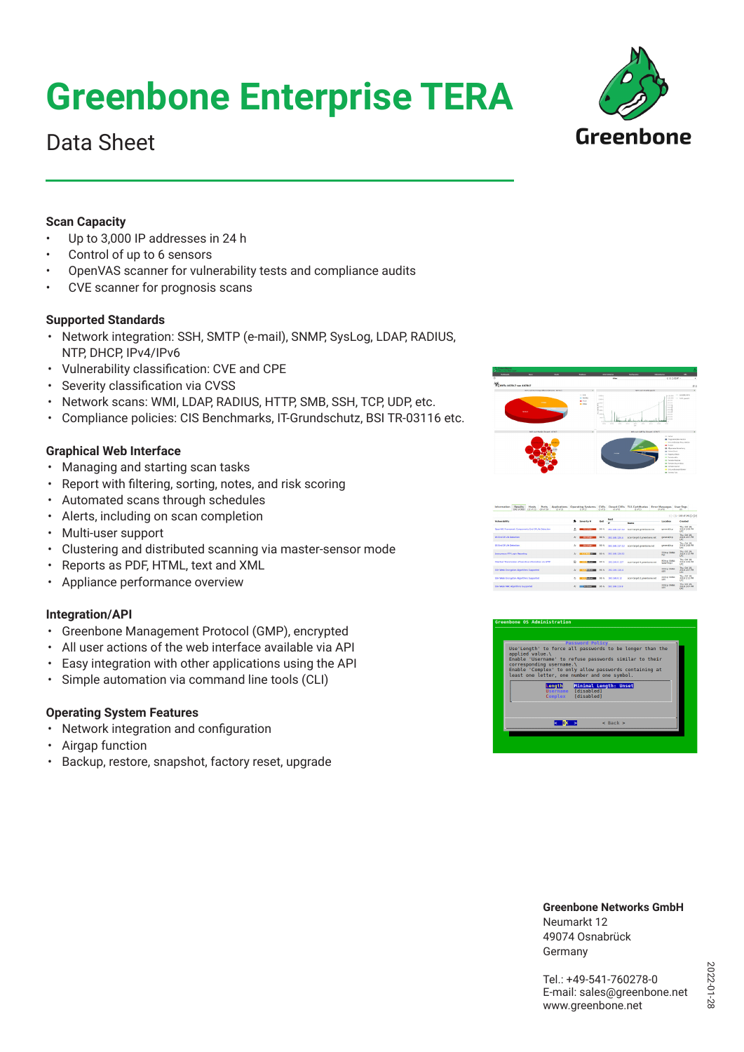# Greenbone Enterprise TERA

Data Sheet

Greenbone

### Scan Capacity

- Up to 3,000 IP addresses in 24 h
- Control of up to 6 sensors
- OpenVAS scanner for vulnerability tests and compliance audits
- CVE scanner for prognosis scans

### Supported Standards

- Network integration: SSH, SMTP (e-mail), SNMP, SysLog, LDAP, RADIUS, NTP, DHCP, IPv4/IPv6
- Vulnerability classification: CVE and CPE
- Severity classification via CVSS
- Network scans: WMI, LDAP, RADIUS, HTTP, SMB, SSH, TCP, UDP, etc.
- Compliance policies: CIS Benchmarks, IT-Grundschutz, BSI TR-03116 etc.

### Graphical Web Interface

- Managing and starting scan tasks
- Report with filtering, sorting, notes, and risk scoring
- Automated scans through schedules
- Alerts, including on scan completion
- Multi-user support
- Clustering and distributed scanning via master-sensor mode
- Reports as PDF, HTML, text and XML
- Appliance performance overview

### Integration/API

- Greenbone Management Protocol (GMP), encrypted
- All user actions of the web interface available via API
- Easy integration with other applications using the API
- Simple automation via command line tools (CLI)

### Operating System Features

- Network integration and configuration
- Airgap function
- Backup, restore, snapshot, factory reset, upgrade

**Greenbone Networks GmbH**
Neumarkt 12
49074 Osnabrück
Germany

Tel.: +49-541-760278-0
E-mail: sales@greenbone.net
www.greenbone.net

2022-01-28